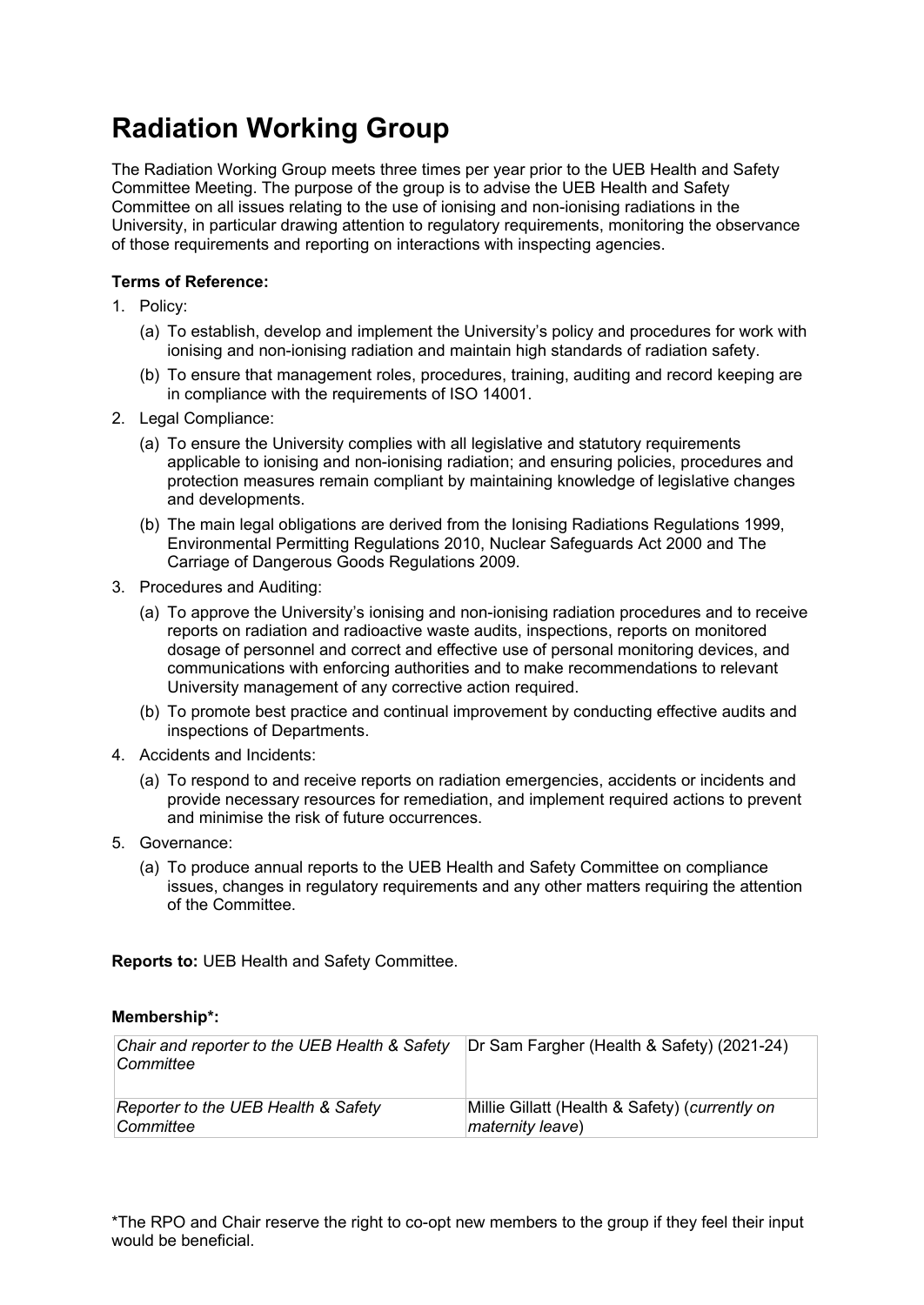# Radiation Working Group

The Radiation Working Group meets three times per year prior to the UEB Health and Safety Committee Meeting. The purpose of the group is to advise the UEB Health and Safety Committee on all issues relating to the use of ionising and non-ionising radiations in the University, in particular drawing attention to regulatory requirements, monitoring the observance of those requirements and reporting on interactions with inspecting agencies.

**Terms of Reference:**

1. Policy:
   (a) To establish, develop and implement the University's policy and procedures for work with ionising and non-ionising radiation and maintain high standards of radiation safety.
   (b) To ensure that management roles, procedures, training, auditing and record keeping are in compliance with the requirements of ISO 14001.
2. Legal Compliance:
   (a) To ensure the University complies with all legislative and statutory requirements applicable to ionising and non-ionising radiation; and ensuring policies, procedures and protection measures remain compliant by maintaining knowledge of legislative changes and developments.
   (b) The main legal obligations are derived from the Ionising Radiations Regulations 1999, Environmental Permitting Regulations 2010, Nuclear Safeguards Act 2000 and The Carriage of Dangerous Goods Regulations 2009.
3. Procedures and Auditing:
   (a) To approve the University's ionising and non-ionising radiation procedures and to receive reports on radiation and radioactive waste audits, inspections, reports on monitored dosage of personnel and correct and effective use of personal monitoring devices, and communications with enforcing authorities and to make recommendations to relevant University management of any corrective action required.
   (b) To promote best practice and continual improvement by conducting effective audits and inspections of Departments.
4. Accidents and Incidents:
   (a) To respond to and receive reports on radiation emergencies, accidents or incidents and provide necessary resources for remediation, and implement required actions to prevent and minimise the risk of future occurrences.
5. Governance:
   (a) To produce annual reports to the UEB Health and Safety Committee on compliance issues, changes in regulatory requirements and any other matters requiring the attention of the Committee.

**Reports to:** UEB Health and Safety Committee.

**Membership*:**

| | |
|---|---|
| *Chair and reporter to the UEB Health & Safety Committee* | Dr Sam Fargher (Health & Safety) (2021-24) |
| *Reporter to the UEB Health & Safety Committee* | Millie Gillatt (Health & Safety) (*currently on maternity leave*) |

*The RPO and Chair reserve the right to co-opt new members to the group if they feel their input would be beneficial.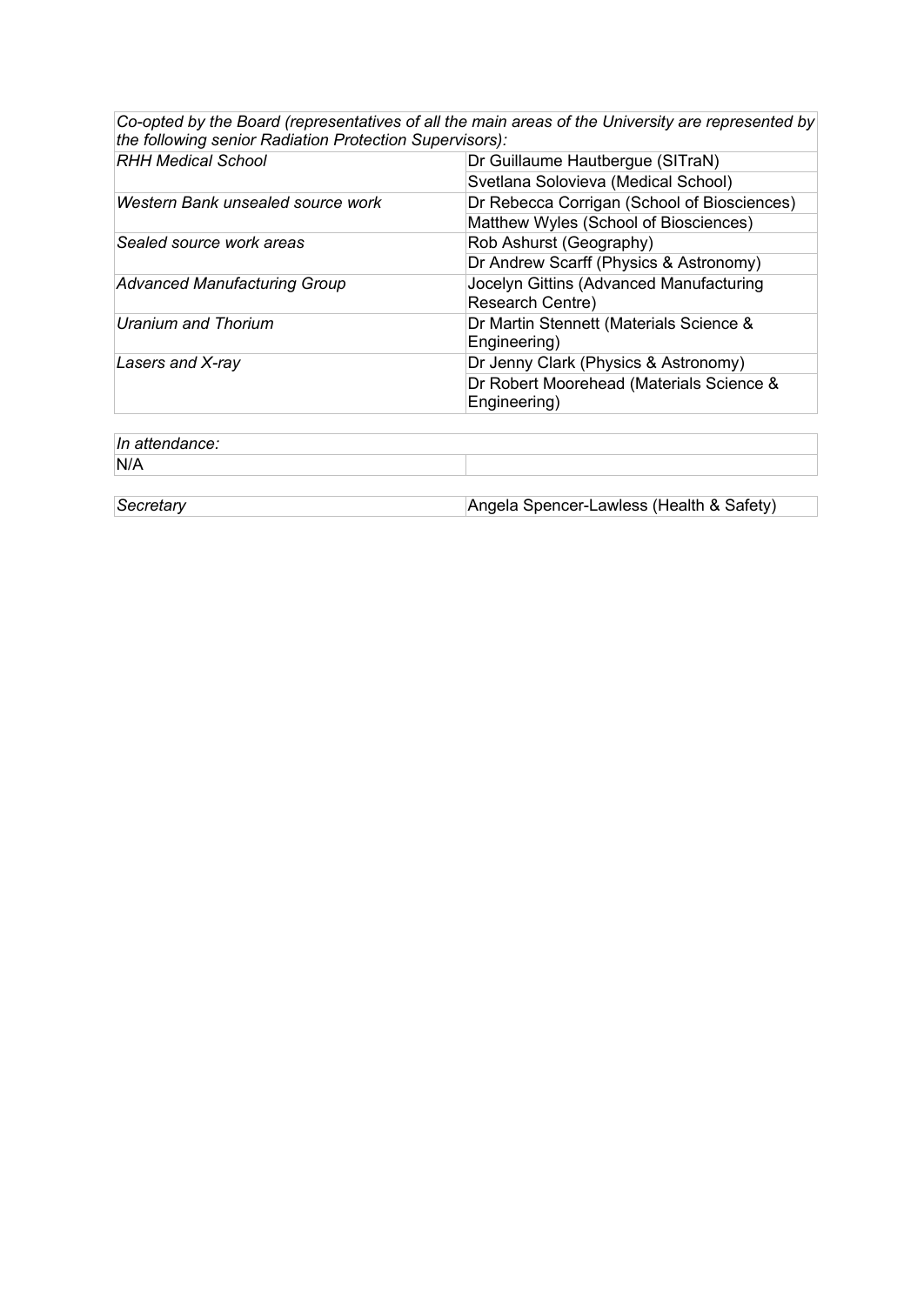| *Co-opted by the Board (representatives of all the main areas of the University are represented by the following senior Radiation Protection Supervisors):* | |
|---|---|
| *RHH Medical School* | Dr Guillaume Hautbergue (SITraN) |
| | Svetlana Solovieva (Medical School) |
| *Western Bank unsealed source work* | Dr Rebecca Corrigan (School of Biosciences) |
| | Matthew Wyles (School of Biosciences) |
| *Sealed source work areas* | Rob Ashurst (Geography) |
| | Dr Andrew Scarff (Physics & Astronomy) |
| *Advanced Manufacturing Group* | Jocelyn Gittins (Advanced Manufacturing Research Centre) |
| *Uranium and Thorium* | Dr Martin Stennett (Materials Science & Engineering) |
| *Lasers and X-ray* | Dr Jenny Clark (Physics & Astronomy) |
| | Dr Robert Moorehead (Materials Science & Engineering) |

| *In attendance:* | |
|---|---|
| N/A | |

| | |
|---|---|
| *Secretary* | Angela Spencer-Lawless (Health & Safety) |